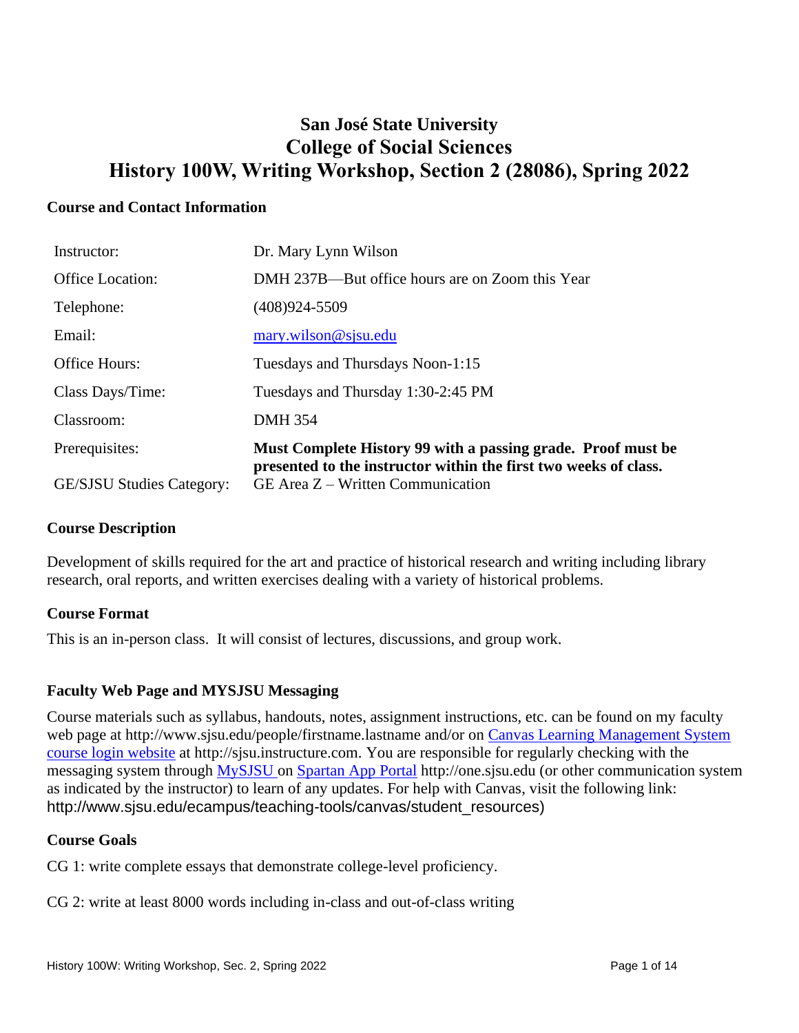# San José State University
## College of Social Sciences
## History 100W, Writing Workshop, Section 2 (28086), Spring 2022

### Course and Contact Information

| | |
|---|---|
| Instructor: | Dr. Mary Lynn Wilson |
| Office Location: | DMH 237B—But office hours are on Zoom this Year |
| Telephone: | (408)924-5509 |
| Email: | mary.wilson@sjsu.edu |
| Office Hours: | Tuesdays and Thursdays Noon-1:15 |
| Class Days/Time: | Tuesdays and Thursday 1:30-2:45 PM |
| Classroom: | DMH 354 |
| Prerequisites: | **Must Complete History 99 with a passing grade. Proof must be presented to the instructor within the first two weeks of class.** |
| GE/SJSU Studies Category: | GE Area Z – Written Communication |

### Course Description

Development of skills required for the art and practice of historical research and writing including library research, oral reports, and written exercises dealing with a variety of historical problems.

### Course Format

This is an in-person class. It will consist of lectures, discussions, and group work.

### Faculty Web Page and MYSJSU Messaging

Course materials such as syllabus, handouts, notes, assignment instructions, etc. can be found on my faculty web page at http://www.sjsu.edu/people/firstname.lastname and/or on Canvas Learning Management System course login website at http://sjsu.instructure.com. You are responsible for regularly checking with the messaging system through MySJSU on Spartan App Portal http://one.sjsu.edu (or other communication system as indicated by the instructor) to learn of any updates. For help with Canvas, visit the following link: http://www.sjsu.edu/ecampus/teaching-tools/canvas/student_resources)

### Course Goals

CG 1: write complete essays that demonstrate college-level proficiency.

CG 2: write at least 8000 words including in-class and out-of-class writing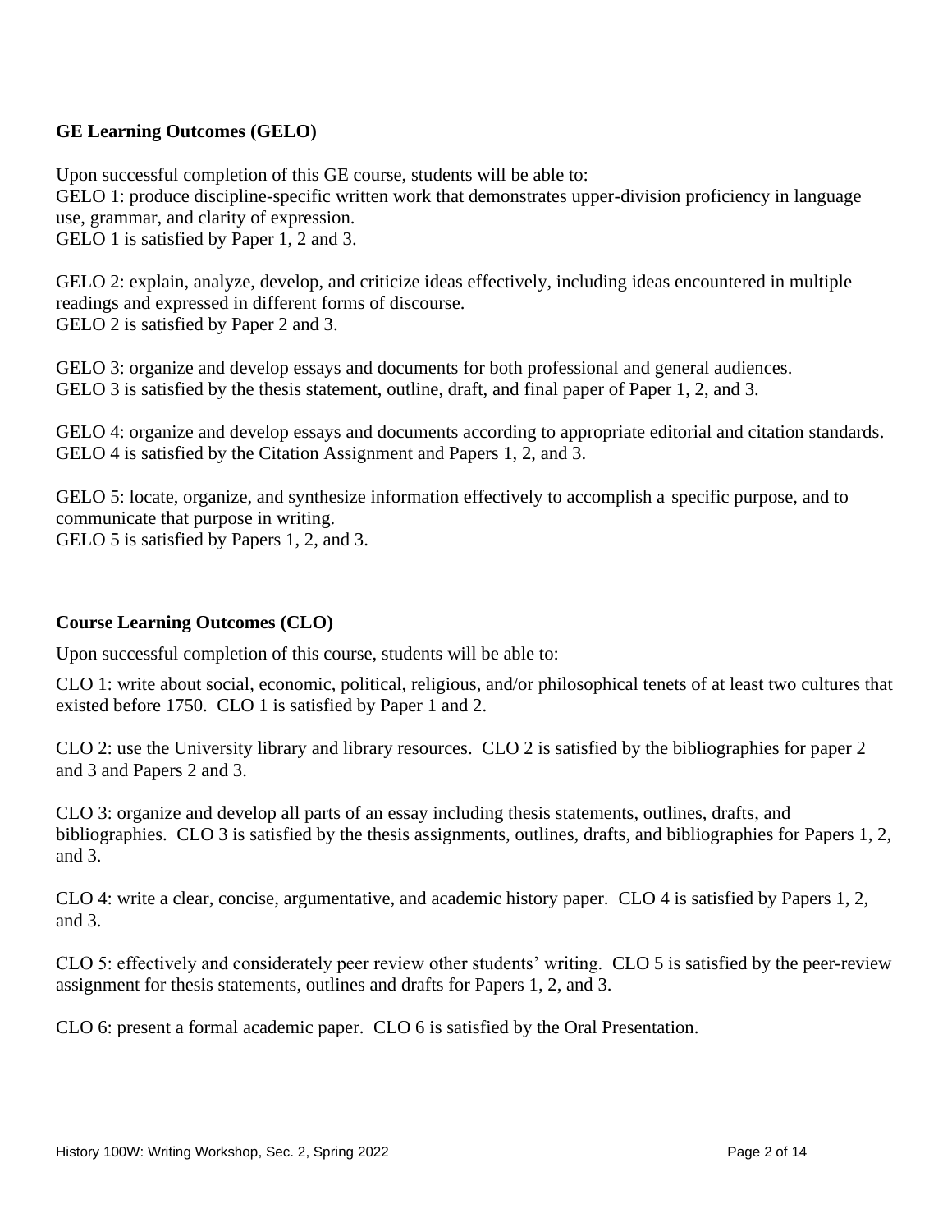## GE Learning Outcomes (GELO)

Upon successful completion of this GE course, students will be able to:
GELO 1: produce discipline-specific written work that demonstrates upper-division proficiency in language use, grammar, and clarity of expression.
GELO 1 is satisfied by Paper 1, 2 and 3.

GELO 2: explain, analyze, develop, and criticize ideas effectively, including ideas encountered in multiple readings and expressed in different forms of discourse.
GELO 2 is satisfied by Paper 2 and 3.

GELO 3: organize and develop essays and documents for both professional and general audiences.
GELO 3 is satisfied by the thesis statement, outline, draft, and final paper of Paper 1, 2, and 3.

GELO 4: organize and develop essays and documents according to appropriate editorial and citation standards.
GELO 4 is satisfied by the Citation Assignment and Papers 1, 2, and 3.

GELO 5: locate, organize, and synthesize information effectively to accomplish a specific purpose, and to communicate that purpose in writing.
GELO 5 is satisfied by Papers 1, 2, and 3.

## Course Learning Outcomes (CLO)

Upon successful completion of this course, students will be able to:

CLO 1: write about social, economic, political, religious, and/or philosophical tenets of at least two cultures that existed before 1750. CLO 1 is satisfied by Paper 1 and 2.

CLO 2: use the University library and library resources. CLO 2 is satisfied by the bibliographies for paper 2 and 3 and Papers 2 and 3.

CLO 3: organize and develop all parts of an essay including thesis statements, outlines, drafts, and bibliographies. CLO 3 is satisfied by the thesis assignments, outlines, drafts, and bibliographies for Papers 1, 2, and 3.

CLO 4: write a clear, concise, argumentative, and academic history paper. CLO 4 is satisfied by Papers 1, 2, and 3.

CLO 5: effectively and considerately peer review other students' writing. CLO 5 is satisfied by the peer-review assignment for thesis statements, outlines and drafts for Papers 1, 2, and 3.

CLO 6: present a formal academic paper. CLO 6 is satisfied by the Oral Presentation.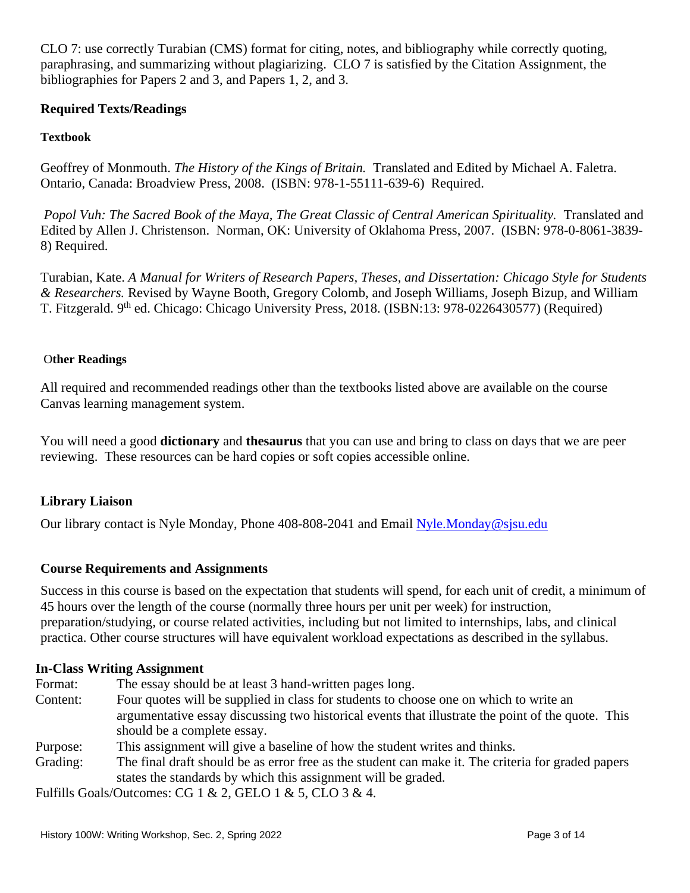CLO 7: use correctly Turabian (CMS) format for citing, notes, and bibliography while correctly quoting, paraphrasing, and summarizing without plagiarizing. CLO 7 is satisfied by the Citation Assignment, the bibliographies for Papers 2 and 3, and Papers 1, 2, and 3.

## Required Texts/Readings

### Textbook

Geoffrey of Monmouth. *The History of the Kings of Britain.* Translated and Edited by Michael A. Faletra. Ontario, Canada: Broadview Press, 2008. (ISBN: 978-1-55111-639-6) Required.

*Popol Vuh: The Sacred Book of the Maya, The Great Classic of Central American Spirituality.* Translated and Edited by Allen J. Christenson. Norman, OK: University of Oklahoma Press, 2007. (ISBN: 978-0-8061-3839-8) Required.

Turabian, Kate. *A Manual for Writers of Research Papers, Theses, and Dissertation: Chicago Style for Students & Researchers.* Revised by Wayne Booth, Gregory Colomb, and Joseph Williams, Joseph Bizup, and William T. Fitzgerald. 9th ed. Chicago: Chicago University Press, 2018. (ISBN:13: 978-0226430577) (Required)

### Other Readings

All required and recommended readings other than the textbooks listed above are available on the course Canvas learning management system.

You will need a good **dictionary** and **thesaurus** that you can use and bring to class on days that we are peer reviewing. These resources can be hard copies or soft copies accessible online.

## Library Liaison

Our library contact is Nyle Monday, Phone 408-808-2041 and Email Nyle.Monday@sjsu.edu

## Course Requirements and Assignments

Success in this course is based on the expectation that students will spend, for each unit of credit, a minimum of 45 hours over the length of the course (normally three hours per unit per week) for instruction, preparation/studying, or course related activities, including but not limited to internships, labs, and clinical practica. Other course structures will have equivalent workload expectations as described in the syllabus.

### In-Class Writing Assignment

Format: The essay should be at least 3 hand-written pages long.

Content: Four quotes will be supplied in class for students to choose one on which to write an argumentative essay discussing two historical events that illustrate the point of the quote. This should be a complete essay.

Purpose: This assignment will give a baseline of how the student writes and thinks.

Grading: The final draft should be as error free as the student can make it. The criteria for graded papers states the standards by which this assignment will be graded.

Fulfills Goals/Outcomes: CG 1 & 2, GELO 1 & 5, CLO 3 & 4.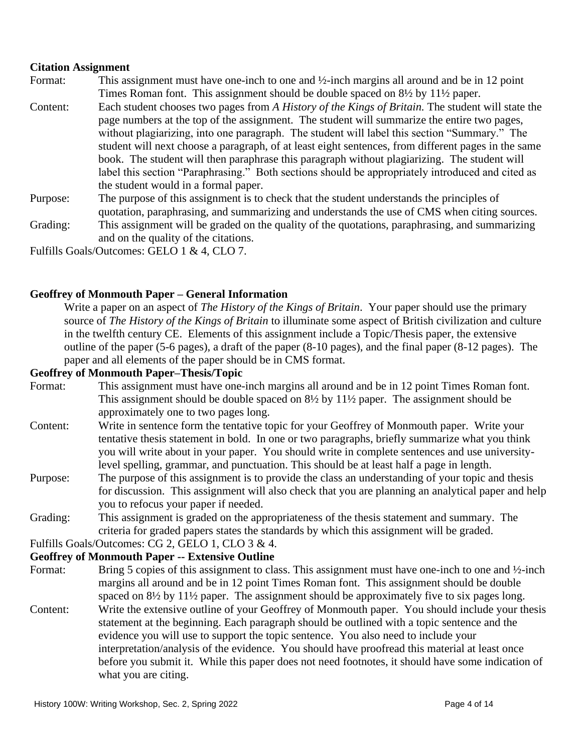**Citation Assignment**

Format: This assignment must have one-inch to one and ½-inch margins all around and be in 12 point Times Roman font. This assignment should be double spaced on 8½ by 11½ paper.

Content: Each student chooses two pages from *A History of the Kings of Britain.* The student will state the page numbers at the top of the assignment. The student will summarize the entire two pages, without plagiarizing, into one paragraph. The student will label this section "Summary." The student will next choose a paragraph, of at least eight sentences, from different pages in the same book. The student will then paraphrase this paragraph without plagiarizing. The student will label this section "Paraphrasing." Both sections should be appropriately introduced and cited as the student would in a formal paper.

Purpose: The purpose of this assignment is to check that the student understands the principles of quotation, paraphrasing, and summarizing and understands the use of CMS when citing sources.

Grading: This assignment will be graded on the quality of the quotations, paraphrasing, and summarizing and on the quality of the citations.

Fulfills Goals/Outcomes: GELO 1 & 4, CLO 7.

**Geoffrey of Monmouth Paper – General Information**

Write a paper on an aspect of *The History of the Kings of Britain*. Your paper should use the primary source of *The History of the Kings of Britain* to illuminate some aspect of British civilization and culture in the twelfth century CE. Elements of this assignment include a Topic/Thesis paper, the extensive outline of the paper (5-6 pages), a draft of the paper (8-10 pages), and the final paper (8-12 pages). The paper and all elements of the paper should be in CMS format.

**Geoffrey of Monmouth Paper–Thesis/Topic**

Format: This assignment must have one-inch margins all around and be in 12 point Times Roman font. This assignment should be double spaced on 8½ by 11½ paper. The assignment should be approximately one to two pages long.

Content: Write in sentence form the tentative topic for your Geoffrey of Monmouth paper. Write your tentative thesis statement in bold. In one or two paragraphs, briefly summarize what you think you will write about in your paper. You should write in complete sentences and use university-level spelling, grammar, and punctuation. This should be at least half a page in length.

Purpose: The purpose of this assignment is to provide the class an understanding of your topic and thesis for discussion. This assignment will also check that you are planning an analytical paper and help you to refocus your paper if needed.

Grading: This assignment is graded on the appropriateness of the thesis statement and summary. The criteria for graded papers states the standards by which this assignment will be graded.

Fulfills Goals/Outcomes: CG 2, GELO 1, CLO 3 & 4.

**Geoffrey of Monmouth Paper -- Extensive Outline**

Format: Bring 5 copies of this assignment to class. This assignment must have one-inch to one and ½-inch margins all around and be in 12 point Times Roman font. This assignment should be double spaced on 8½ by 11½ paper. The assignment should be approximately five to six pages long.

Content: Write the extensive outline of your Geoffrey of Monmouth paper. You should include your thesis statement at the beginning. Each paragraph should be outlined with a topic sentence and the evidence you will use to support the topic sentence. You also need to include your interpretation/analysis of the evidence. You should have proofread this material at least once before you submit it. While this paper does not need footnotes, it should have some indication of what you are citing.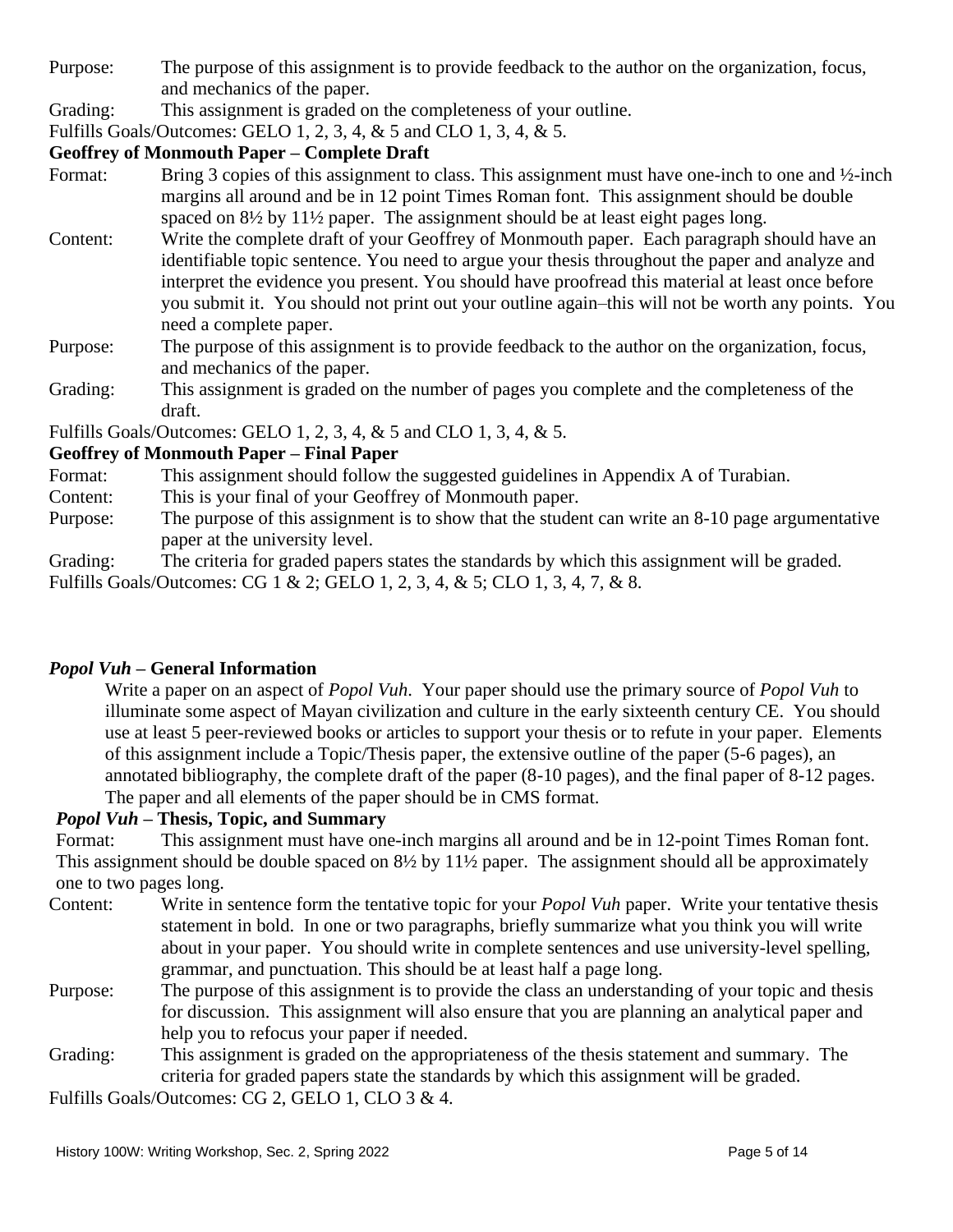Purpose: The purpose of this assignment is to provide feedback to the author on the organization, focus, and mechanics of the paper.

Grading: This assignment is graded on the completeness of your outline.

Fulfills Goals/Outcomes: GELO 1, 2, 3, 4, & 5 and CLO 1, 3, 4, & 5.

**Geoffrey of Monmouth Paper – Complete Draft**

Format: Bring 3 copies of this assignment to class. This assignment must have one-inch to one and ½-inch margins all around and be in 12 point Times Roman font. This assignment should be double spaced on 8½ by 11½ paper. The assignment should be at least eight pages long.

Content: Write the complete draft of your Geoffrey of Monmouth paper. Each paragraph should have an identifiable topic sentence. You need to argue your thesis throughout the paper and analyze and interpret the evidence you present. You should have proofread this material at least once before you submit it. You should not print out your outline again–this will not be worth any points. You need a complete paper.

Purpose: The purpose of this assignment is to provide feedback to the author on the organization, focus, and mechanics of the paper.

Grading: This assignment is graded on the number of pages you complete and the completeness of the draft.

Fulfills Goals/Outcomes: GELO 1, 2, 3, 4, & 5 and CLO 1, 3, 4, & 5.

**Geoffrey of Monmouth Paper – Final Paper**

Format: This assignment should follow the suggested guidelines in Appendix A of Turabian.

Content: This is your final of your Geoffrey of Monmouth paper.

Purpose: The purpose of this assignment is to show that the student can write an 8-10 page argumentative paper at the university level.

Grading: The criteria for graded papers states the standards by which this assignment will be graded.

Fulfills Goals/Outcomes: CG 1 & 2; GELO 1, 2, 3, 4, & 5; CLO 1, 3, 4, 7, & 8.

***Popol Vuh* – General Information**

Write a paper on an aspect of *Popol Vuh*. Your paper should use the primary source of *Popol Vuh* to illuminate some aspect of Mayan civilization and culture in the early sixteenth century CE. You should use at least 5 peer-reviewed books or articles to support your thesis or to refute in your paper. Elements of this assignment include a Topic/Thesis paper, the extensive outline of the paper (5-6 pages), an annotated bibliography, the complete draft of the paper (8-10 pages), and the final paper of 8-12 pages. The paper and all elements of the paper should be in CMS format.

***Popol Vuh* – Thesis, Topic, and Summary**

Format: This assignment must have one-inch margins all around and be in 12-point Times Roman font. This assignment should be double spaced on 8½ by 11½ paper. The assignment should all be approximately one to two pages long.

Content: Write in sentence form the tentative topic for your *Popol Vuh* paper. Write your tentative thesis statement in bold. In one or two paragraphs, briefly summarize what you think you will write about in your paper. You should write in complete sentences and use university-level spelling, grammar, and punctuation. This should be at least half a page long.

Purpose: The purpose of this assignment is to provide the class an understanding of your topic and thesis for discussion. This assignment will also ensure that you are planning an analytical paper and help you to refocus your paper if needed.

Grading: This assignment is graded on the appropriateness of the thesis statement and summary. The criteria for graded papers state the standards by which this assignment will be graded.

Fulfills Goals/Outcomes: CG 2, GELO 1, CLO 3 & 4.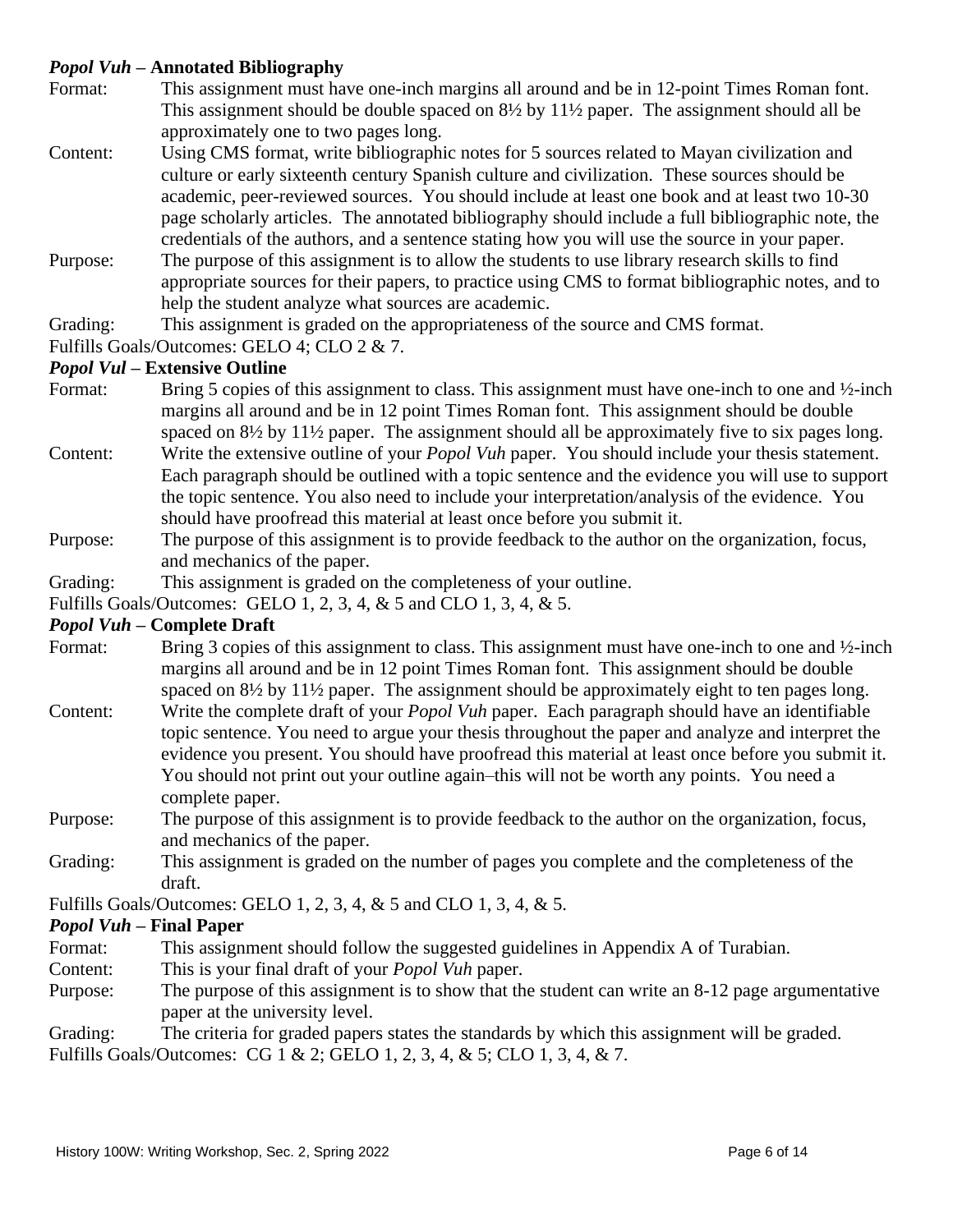### *Popol Vuh* – Annotated Bibliography

Format: This assignment must have one-inch margins all around and be in 12-point Times Roman font. This assignment should be double spaced on 8½ by 11½ paper. The assignment should all be approximately one to two pages long.

Content: Using CMS format, write bibliographic notes for 5 sources related to Mayan civilization and culture or early sixteenth century Spanish culture and civilization. These sources should be academic, peer-reviewed sources. You should include at least one book and at least two 10-30 page scholarly articles. The annotated bibliography should include a full bibliographic note, the credentials of the authors, and a sentence stating how you will use the source in your paper.

Purpose: The purpose of this assignment is to allow the students to use library research skills to find appropriate sources for their papers, to practice using CMS to format bibliographic notes, and to help the student analyze what sources are academic.

Grading: This assignment is graded on the appropriateness of the source and CMS format.

Fulfills Goals/Outcomes: GELO 4; CLO 2 & 7.

### *Popol Vul* – Extensive Outline

Format: Bring 5 copies of this assignment to class. This assignment must have one-inch to one and ½-inch margins all around and be in 12 point Times Roman font. This assignment should be double spaced on 8½ by 11½ paper. The assignment should all be approximately five to six pages long.

Content: Write the extensive outline of your *Popol Vuh* paper. You should include your thesis statement. Each paragraph should be outlined with a topic sentence and the evidence you will use to support the topic sentence. You also need to include your interpretation/analysis of the evidence. You should have proofread this material at least once before you submit it.

Purpose: The purpose of this assignment is to provide feedback to the author on the organization, focus, and mechanics of the paper.

Grading: This assignment is graded on the completeness of your outline.

Fulfills Goals/Outcomes: GELO 1, 2, 3, 4, & 5 and CLO 1, 3, 4, & 5.

### *Popol Vuh* – Complete Draft

Format: Bring 3 copies of this assignment to class. This assignment must have one-inch to one and ½-inch margins all around and be in 12 point Times Roman font. This assignment should be double spaced on 8½ by 11½ paper. The assignment should be approximately eight to ten pages long.

Content: Write the complete draft of your *Popol Vuh* paper. Each paragraph should have an identifiable topic sentence. You need to argue your thesis throughout the paper and analyze and interpret the evidence you present. You should have proofread this material at least once before you submit it. You should not print out your outline again–this will not be worth any points. You need a complete paper.

Purpose: The purpose of this assignment is to provide feedback to the author on the organization, focus, and mechanics of the paper.

Grading: This assignment is graded on the number of pages you complete and the completeness of the draft.

Fulfills Goals/Outcomes: GELO 1, 2, 3, 4, & 5 and CLO 1, 3, 4, & 5.

### *Popol Vuh* – Final Paper

Format: This assignment should follow the suggested guidelines in Appendix A of Turabian.

Content: This is your final draft of your *Popol Vuh* paper.

Purpose: The purpose of this assignment is to show that the student can write an 8-12 page argumentative paper at the university level.

Grading: The criteria for graded papers states the standards by which this assignment will be graded.

Fulfills Goals/Outcomes: CG 1 & 2; GELO 1, 2, 3, 4, & 5; CLO 1, 3, 4, & 7.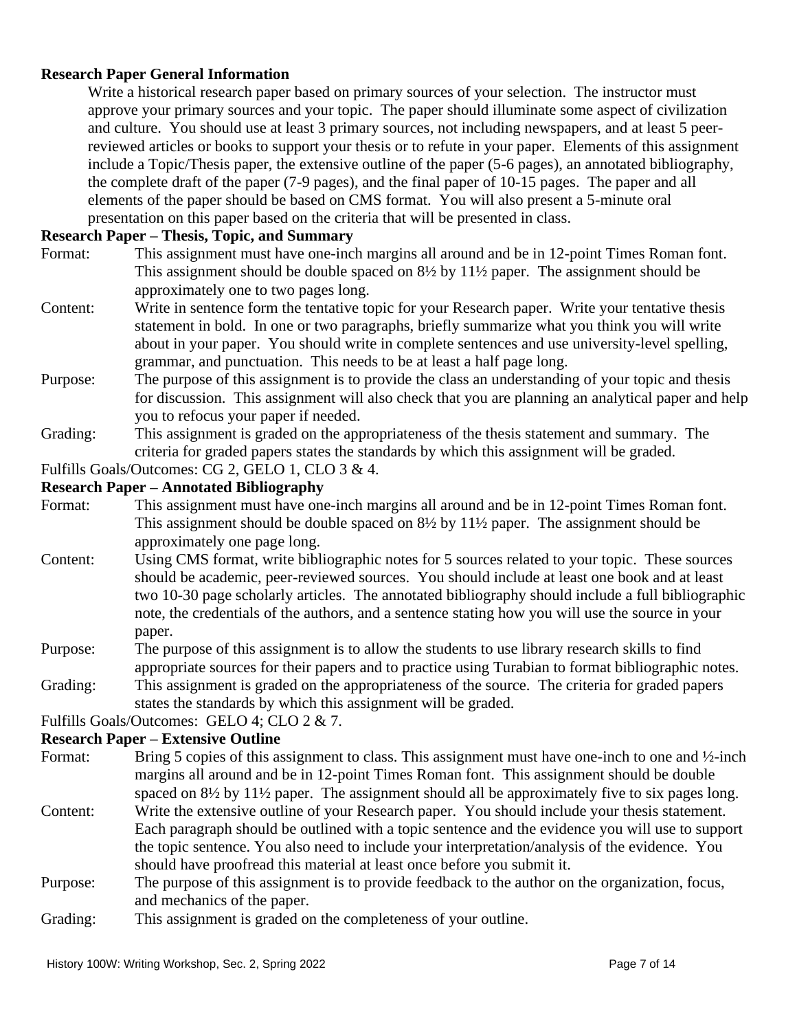**Research Paper General Information**

Write a historical research paper based on primary sources of your selection. The instructor must approve your primary sources and your topic. The paper should illuminate some aspect of civilization and culture. You should use at least 3 primary sources, not including newspapers, and at least 5 peer-reviewed articles or books to support your thesis or to refute in your paper. Elements of this assignment include a Topic/Thesis paper, the extensive outline of the paper (5-6 pages), an annotated bibliography, the complete draft of the paper (7-9 pages), and the final paper of 10-15 pages. The paper and all elements of the paper should be based on CMS format. You will also present a 5-minute oral presentation on this paper based on the criteria that will be presented in class.

**Research Paper – Thesis, Topic, and Summary**

Format: This assignment must have one-inch margins all around and be in 12-point Times Roman font. This assignment should be double spaced on 8½ by 11½ paper. The assignment should be approximately one to two pages long.

Content: Write in sentence form the tentative topic for your Research paper. Write your tentative thesis statement in bold. In one or two paragraphs, briefly summarize what you think you will write about in your paper. You should write in complete sentences and use university-level spelling, grammar, and punctuation. This needs to be at least a half page long.

Purpose: The purpose of this assignment is to provide the class an understanding of your topic and thesis for discussion. This assignment will also check that you are planning an analytical paper and help you to refocus your paper if needed.

Grading: This assignment is graded on the appropriateness of the thesis statement and summary. The criteria for graded papers states the standards by which this assignment will be graded.

Fulfills Goals/Outcomes: CG 2, GELO 1, CLO 3 & 4.

**Research Paper – Annotated Bibliography**

Format: This assignment must have one-inch margins all around and be in 12-point Times Roman font. This assignment should be double spaced on 8½ by 11½ paper. The assignment should be approximately one page long.

Content: Using CMS format, write bibliographic notes for 5 sources related to your topic. These sources should be academic, peer-reviewed sources. You should include at least one book and at least two 10-30 page scholarly articles. The annotated bibliography should include a full bibliographic note, the credentials of the authors, and a sentence stating how you will use the source in your paper.

Purpose: The purpose of this assignment is to allow the students to use library research skills to find appropriate sources for their papers and to practice using Turabian to format bibliographic notes.

Grading: This assignment is graded on the appropriateness of the source. The criteria for graded papers states the standards by which this assignment will be graded.

Fulfills Goals/Outcomes: GELO 4; CLO 2 & 7.

**Research Paper – Extensive Outline**

Format: Bring 5 copies of this assignment to class. This assignment must have one-inch to one and ½-inch margins all around and be in 12-point Times Roman font. This assignment should be double spaced on 8½ by 11½ paper. The assignment should all be approximately five to six pages long.

Content: Write the extensive outline of your Research paper. You should include your thesis statement. Each paragraph should be outlined with a topic sentence and the evidence you will use to support the topic sentence. You also need to include your interpretation/analysis of the evidence. You should have proofread this material at least once before you submit it.

Purpose: The purpose of this assignment is to provide feedback to the author on the organization, focus, and mechanics of the paper.

Grading: This assignment is graded on the completeness of your outline.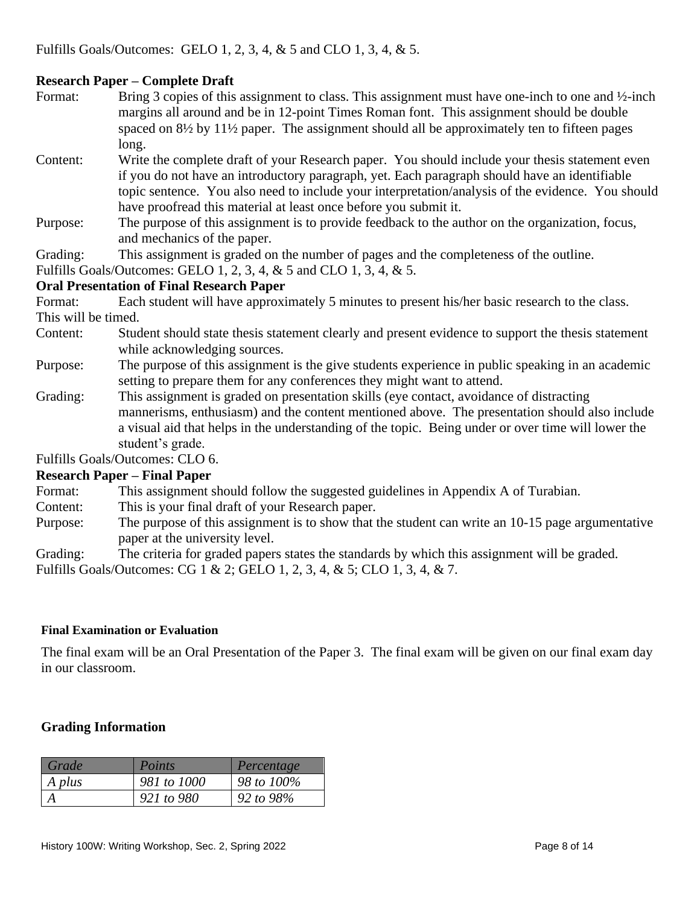Fulfills Goals/Outcomes: GELO 1, 2, 3, 4, & 5 and CLO 1, 3, 4, & 5.

**Research Paper – Complete Draft**

Format: Bring 3 copies of this assignment to class. This assignment must have one-inch to one and ½-inch margins all around and be in 12-point Times Roman font. This assignment should be double spaced on 8½ by 11½ paper. The assignment should all be approximately ten to fifteen pages long.

Content: Write the complete draft of your Research paper. You should include your thesis statement even if you do not have an introductory paragraph, yet. Each paragraph should have an identifiable topic sentence. You also need to include your interpretation/analysis of the evidence. You should have proofread this material at least once before you submit it.

Purpose: The purpose of this assignment is to provide feedback to the author on the organization, focus, and mechanics of the paper.

Grading: This assignment is graded on the number of pages and the completeness of the outline.

Fulfills Goals/Outcomes: GELO 1, 2, 3, 4, & 5 and CLO 1, 3, 4, & 5.

**Oral Presentation of Final Research Paper**

Format: Each student will have approximately 5 minutes to present his/her basic research to the class. This will be timed.

Content: Student should state thesis statement clearly and present evidence to support the thesis statement while acknowledging sources.

Purpose: The purpose of this assignment is the give students experience in public speaking in an academic setting to prepare them for any conferences they might want to attend.

Grading: This assignment is graded on presentation skills (eye contact, avoidance of distracting mannerisms, enthusiasm) and the content mentioned above. The presentation should also include a visual aid that helps in the understanding of the topic. Being under or over time will lower the student's grade.

Fulfills Goals/Outcomes: CLO 6.

**Research Paper – Final Paper**

Format: This assignment should follow the suggested guidelines in Appendix A of Turabian.

Content: This is your final draft of your Research paper.

Purpose: The purpose of this assignment is to show that the student can write an 10-15 page argumentative paper at the university level.

Grading: The criteria for graded papers states the standards by which this assignment will be graded.

Fulfills Goals/Outcomes: CG 1 & 2; GELO 1, 2, 3, 4, & 5; CLO 1, 3, 4, & 7.

#### Final Examination or Evaluation

The final exam will be an Oral Presentation of the Paper 3. The final exam will be given on our final exam day in our classroom.

### Grading Information

| *Grade* | *Points* | *Percentage* |
|---|---|---|
| *A plus* | *981 to 1000* | *98 to 100%* |
| *A* | *921 to 980* | *92 to 98%* |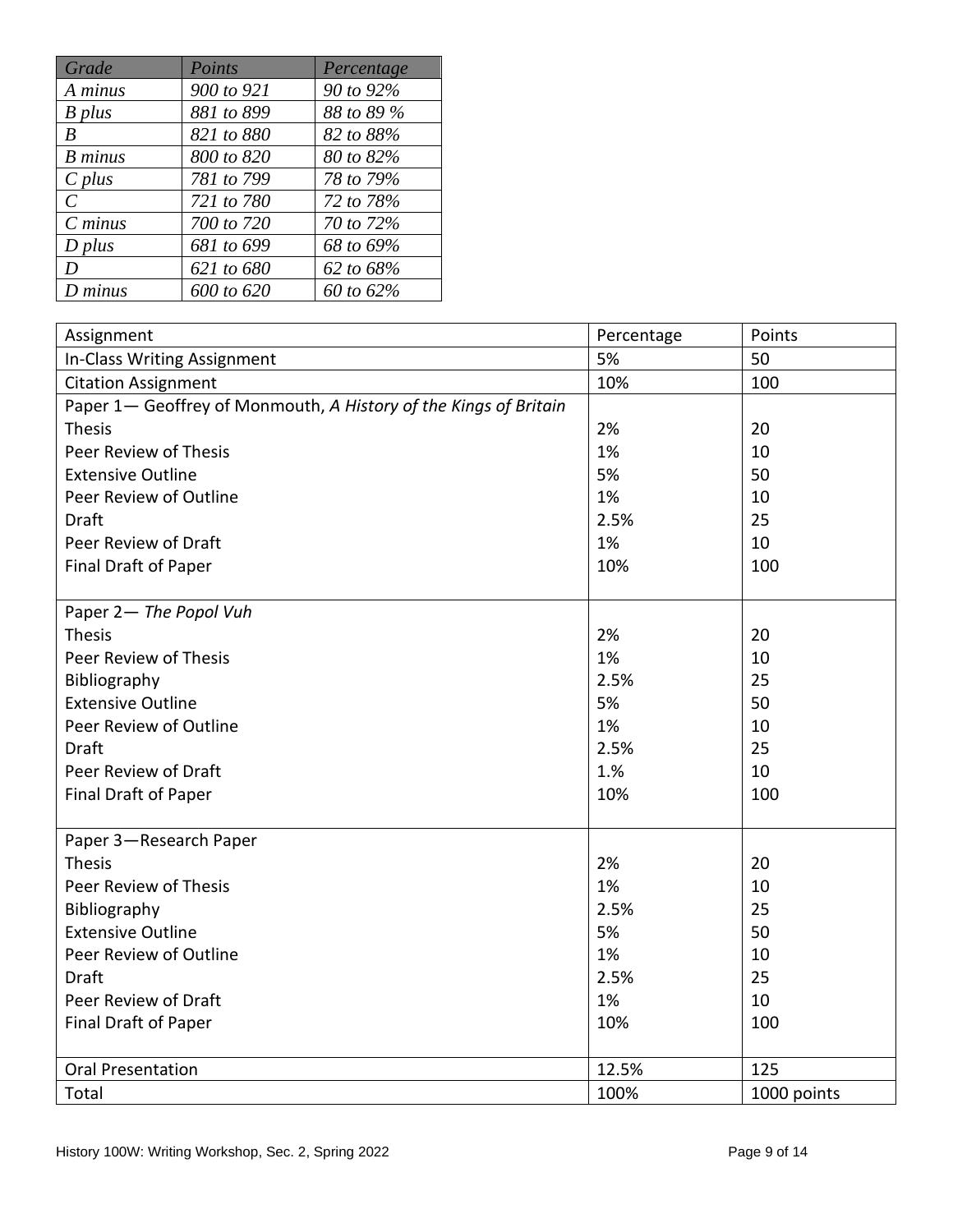| *Grade* | *Points* | *Percentage* |
|---|---|---|
| *A minus* | *900 to 921* | *90 to 92%* |
| *B plus* | *881 to 899* | *88 to 89 %* |
| *B* | *821 to 880* | *82 to 88%* |
| *B minus* | *800 to 820* | *80 to 82%* |
| *C plus* | *781 to 799* | *78 to 79%* |
| *C* | *721 to 780* | *72 to 78%* |
| *C minus* | *700 to 720* | *70 to 72%* |
| *D plus* | *681 to 699* | *68 to 69%* |
| *D* | *621 to 680* | *62 to 68%* |
| *D minus* | *600 to 620* | *60 to 62%* |

| Assignment | Percentage | Points |
|---|---|---|
| In-Class Writing Assignment | 5% | 50 |
| Citation Assignment | 10% | 100 |
| Paper 1— Geoffrey of Monmouth, *A History of the Kings of Britain* | | |
| Thesis | 2% | 20 |
| Peer Review of Thesis | 1% | 10 |
| Extensive Outline | 5% | 50 |
| Peer Review of Outline | 1% | 10 |
| Draft | 2.5% | 25 |
| Peer Review of Draft | 1% | 10 |
| Final Draft of Paper | 10% | 100 |
| Paper 2— *The Popol Vuh* | | |
| Thesis | 2% | 20 |
| Peer Review of Thesis | 1% | 10 |
| Bibliography | 2.5% | 25 |
| Extensive Outline | 5% | 50 |
| Peer Review of Outline | 1% | 10 |
| Draft | 2.5% | 25 |
| Peer Review of Draft | 1.% | 10 |
| Final Draft of Paper | 10% | 100 |
| Paper 3—Research Paper | | |
| Thesis | 2% | 20 |
| Peer Review of Thesis | 1% | 10 |
| Bibliography | 2.5% | 25 |
| Extensive Outline | 5% | 50 |
| Peer Review of Outline | 1% | 10 |
| Draft | 2.5% | 25 |
| Peer Review of Draft | 1% | 10 |
| Final Draft of Paper | 10% | 100 |
| Oral Presentation | 12.5% | 125 |
| Total | 100% | 1000 points |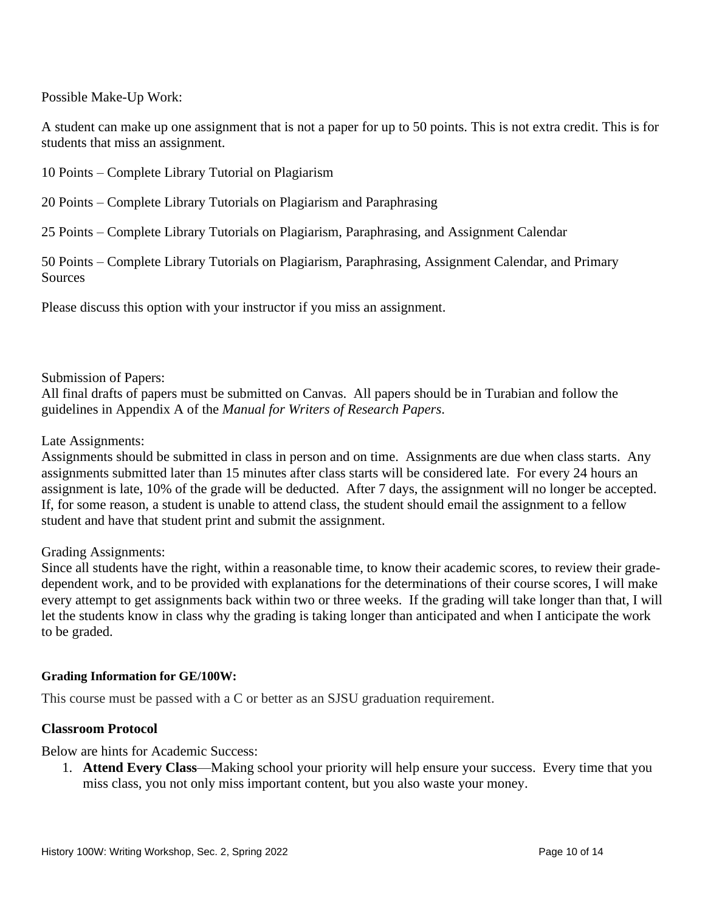Possible Make-Up Work:

A student can make up one assignment that is not a paper for up to 50 points. This is not extra credit. This is for students that miss an assignment.

10 Points – Complete Library Tutorial on Plagiarism

20 Points – Complete Library Tutorials on Plagiarism and Paraphrasing

25 Points – Complete Library Tutorials on Plagiarism, Paraphrasing, and Assignment Calendar

50 Points – Complete Library Tutorials on Plagiarism, Paraphrasing, Assignment Calendar, and Primary Sources

Please discuss this option with your instructor if you miss an assignment.

Submission of Papers:
All final drafts of papers must be submitted on Canvas. All papers should be in Turabian and follow the guidelines in Appendix A of the *Manual for Writers of Research Papers*.

Late Assignments:
Assignments should be submitted in class in person and on time. Assignments are due when class starts. Any assignments submitted later than 15 minutes after class starts will be considered late. For every 24 hours an assignment is late, 10% of the grade will be deducted. After 7 days, the assignment will no longer be accepted. If, for some reason, a student is unable to attend class, the student should email the assignment to a fellow student and have that student print and submit the assignment.

Grading Assignments:
Since all students have the right, within a reasonable time, to know their academic scores, to review their grade-dependent work, and to be provided with explanations for the determinations of their course scores, I will make every attempt to get assignments back within two or three weeks. If the grading will take longer than that, I will let the students know in class why the grading is taking longer than anticipated and when I anticipate the work to be graded.

#### Grading Information for GE/100W:

This course must be passed with a C or better as an SJSU graduation requirement.

### Classroom Protocol

Below are hints for Academic Success:

1. **Attend Every Class**—Making school your priority will help ensure your success. Every time that you miss class, you not only miss important content, but you also waste your money.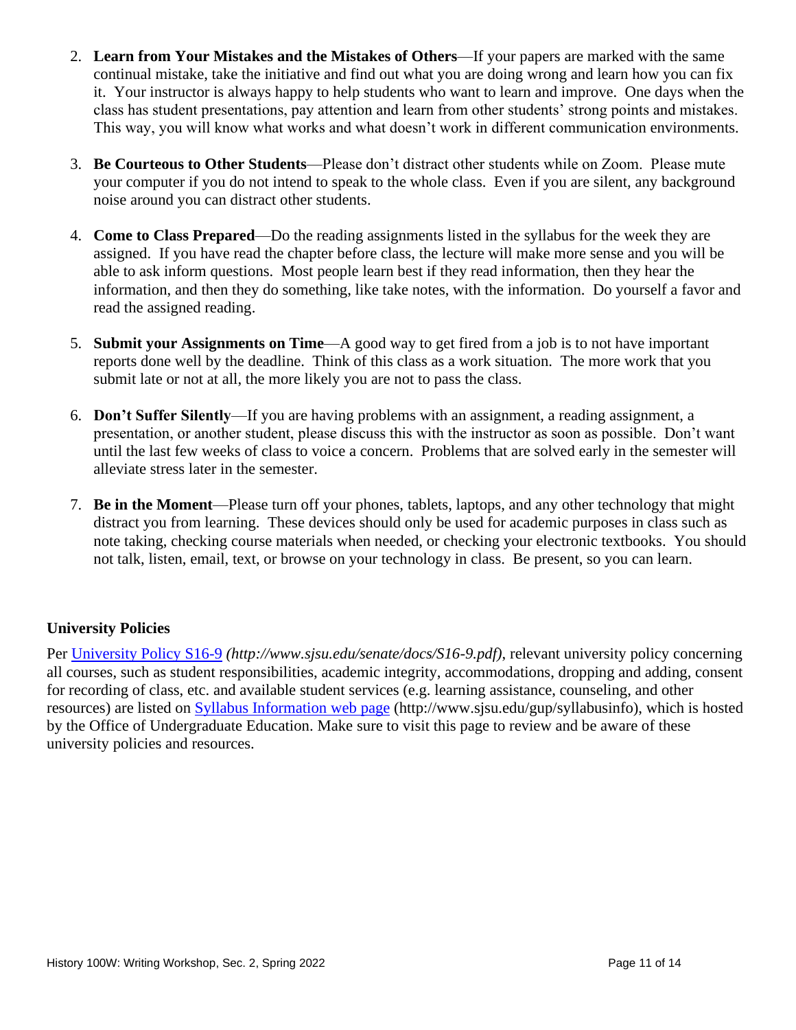2. **Learn from Your Mistakes and the Mistakes of Others**—If your papers are marked with the same continual mistake, take the initiative and find out what you are doing wrong and learn how you can fix it. Your instructor is always happy to help students who want to learn and improve. One days when the class has student presentations, pay attention and learn from other students' strong points and mistakes. This way, you will know what works and what doesn't work in different communication environments.

3. **Be Courteous to Other Students**—Please don't distract other students while on Zoom. Please mute your computer if you do not intend to speak to the whole class. Even if you are silent, any background noise around you can distract other students.

4. **Come to Class Prepared**—Do the reading assignments listed in the syllabus for the week they are assigned. If you have read the chapter before class, the lecture will make more sense and you will be able to ask inform questions. Most people learn best if they read information, then they hear the information, and then they do something, like take notes, with the information. Do yourself a favor and read the assigned reading.

5. **Submit your Assignments on Time**—A good way to get fired from a job is to not have important reports done well by the deadline. Think of this class as a work situation. The more work that you submit late or not at all, the more likely you are not to pass the class.

6. **Don't Suffer Silently**—If you are having problems with an assignment, a reading assignment, a presentation, or another student, please discuss this with the instructor as soon as possible. Don't want until the last few weeks of class to voice a concern. Problems that are solved early in the semester will alleviate stress later in the semester.

7. **Be in the Moment**—Please turn off your phones, tablets, laptops, and any other technology that might distract you from learning. These devices should only be used for academic purposes in class such as note taking, checking course materials when needed, or checking your electronic textbooks. You should not talk, listen, email, text, or browse on your technology in class. Be present, so you can learn.

### University Policies

Per [University Policy S16-9](http://www.sjsu.edu/senate/docs/S16-9.pdf) *(http://www.sjsu.edu/senate/docs/S16-9.pdf)*, relevant university policy concerning all courses, such as student responsibilities, academic integrity, accommodations, dropping and adding, consent for recording of class, etc. and available student services (e.g. learning assistance, counseling, and other resources) are listed on [Syllabus Information web page](http://www.sjsu.edu/gup/syllabusinfo) (http://www.sjsu.edu/gup/syllabusinfo), which is hosted by the Office of Undergraduate Education. Make sure to visit this page to review and be aware of these university policies and resources.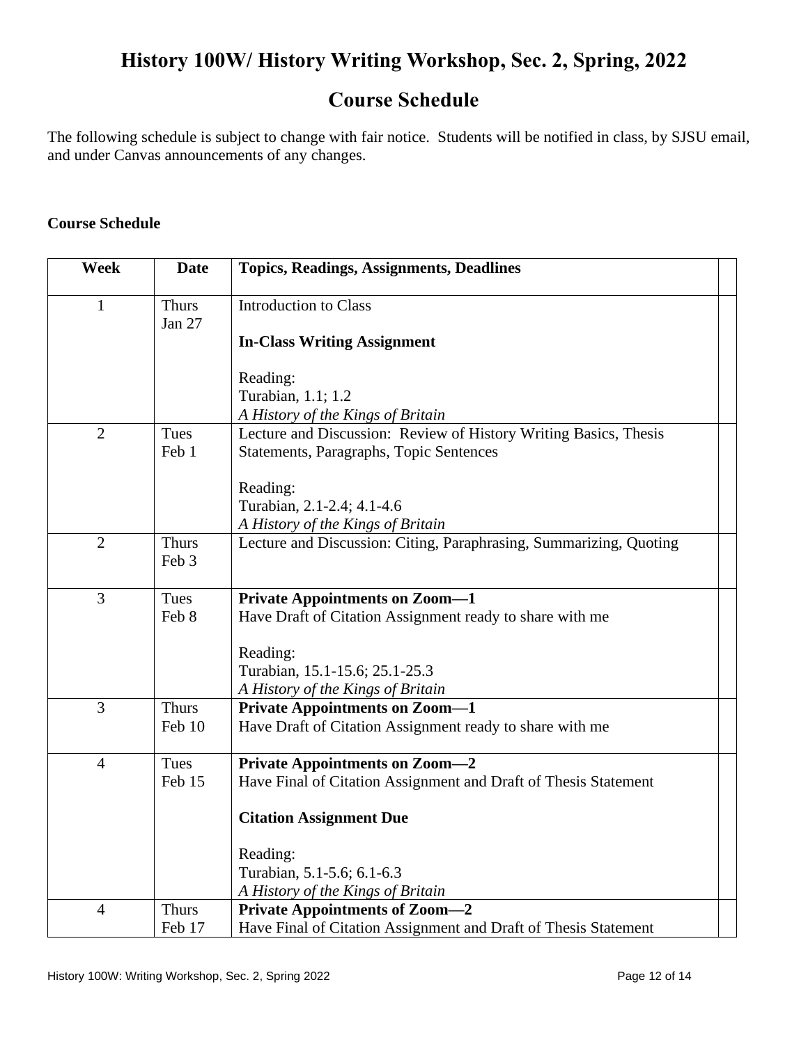# History 100W/ History Writing Workshop, Sec. 2, Spring, 2022

## Course Schedule

The following schedule is subject to change with fair notice. Students will be notified in class, by SJSU email, and under Canvas announcements of any changes.

**Course Schedule**

| Week | Date | Topics, Readings, Assignments, Deadlines | |
|---|---|---|---|
| 1 | Thurs Jan 27 | Introduction to Class<br><br>**In-Class Writing Assignment**<br><br>Reading:<br>Turabian, 1.1; 1.2<br>*A History of the Kings of Britain* | |
| 2 | Tues Feb 1 | Lecture and Discussion: Review of History Writing Basics, Thesis Statements, Paragraphs, Topic Sentences<br><br>Reading:<br>Turabian, 2.1-2.4; 4.1-4.6<br>*A History of the Kings of Britain* | |
| 2 | Thurs Feb 3 | Lecture and Discussion: Citing, Paraphrasing, Summarizing, Quoting | |
| 3 | Tues Feb 8 | **Private Appointments on Zoom—1**<br>Have Draft of Citation Assignment ready to share with me<br><br>Reading:<br>Turabian, 15.1-15.6; 25.1-25.3<br>*A History of the Kings of Britain* | |
| 3 | Thurs Feb 10 | **Private Appointments on Zoom—1**<br>Have Draft of Citation Assignment ready to share with me | |
| 4 | Tues Feb 15 | **Private Appointments on Zoom—2**<br>Have Final of Citation Assignment and Draft of Thesis Statement<br><br>**Citation Assignment Due**<br><br>Reading:<br>Turabian, 5.1-5.6; 6.1-6.3<br>*A History of the Kings of Britain* | |
| 4 | Thurs Feb 17 | **Private Appointments of Zoom—2**<br>Have Final of Citation Assignment and Draft of Thesis Statement | |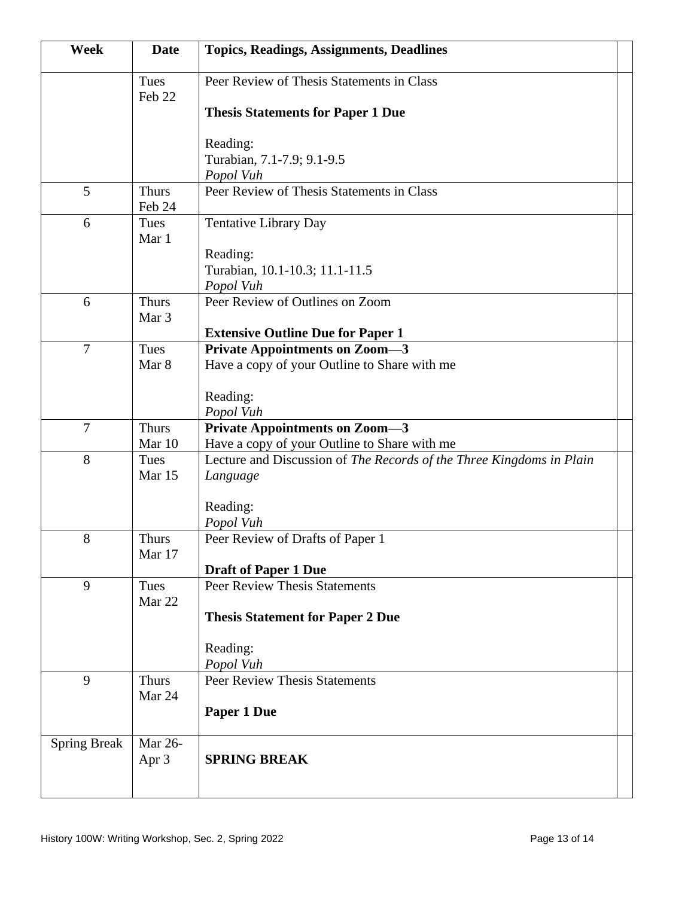| Week | Date | Topics, Readings, Assignments, Deadlines | |
|---|---|---|---|
| | Tues Feb 22 | Peer Review of Thesis Statements in Class<br><br>**Thesis Statements for Paper 1 Due**<br><br>Reading:<br>Turabian, 7.1-7.9; 9.1-9.5<br>*Popol Vuh* | |
| 5 | Thurs Feb 24 | Peer Review of Thesis Statements in Class | |
| 6 | Tues Mar 1 | Tentative Library Day<br><br>Reading:<br>Turabian, 10.1-10.3; 11.1-11.5<br>*Popol Vuh* | |
| 6 | Thurs Mar 3 | Peer Review of Outlines on Zoom<br><br>**Extensive Outline Due for Paper 1** | |
| 7 | Tues Mar 8 | **Private Appointments on Zoom—3**<br>Have a copy of your Outline to Share with me<br><br>Reading:<br>*Popol Vuh* | |
| 7 | Thurs Mar 10 | **Private Appointments on Zoom—3**<br>Have a copy of your Outline to Share with me | |
| 8 | Tues Mar 15 | Lecture and Discussion of *The Records of the Three Kingdoms in Plain Language*<br><br>Reading:<br>*Popol Vuh* | |
| 8 | Thurs Mar 17 | Peer Review of Drafts of Paper 1<br><br>**Draft of Paper 1 Due** | |
| 9 | Tues Mar 22 | Peer Review Thesis Statements<br><br>**Thesis Statement for Paper 2 Due**<br><br>Reading:<br>*Popol Vuh* | |
| 9 | Thurs Mar 24 | Peer Review Thesis Statements<br><br>**Paper 1 Due** | |
| Spring Break | Mar 26-Apr 3 | **SPRING BREAK** | |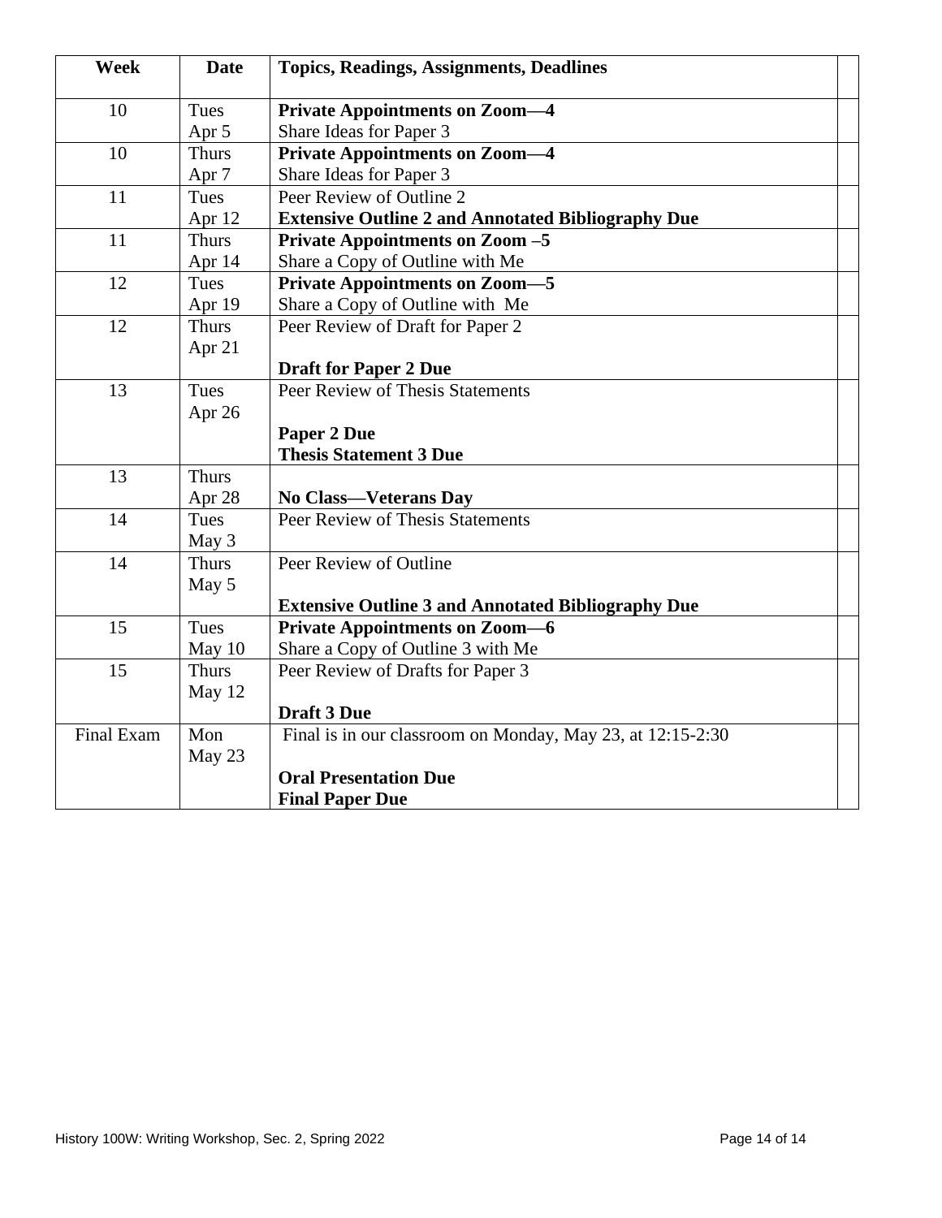| Week | Date | Topics, Readings, Assignments, Deadlines | |
|---|---|---|---|
| 10 | Tues Apr 5 | **Private Appointments on Zoom—4** Share Ideas for Paper 3 | |
| 10 | Thurs Apr 7 | **Private Appointments on Zoom—4** Share Ideas for Paper 3 | |
| 11 | Tues Apr 12 | Peer Review of Outline 2 **Extensive Outline 2 and Annotated Bibliography Due** | |
| 11 | Thurs Apr 14 | **Private Appointments on Zoom –5** Share a Copy of Outline with Me | |
| 12 | Tues Apr 19 | **Private Appointments on Zoom—5** Share a Copy of Outline with Me | |
| 12 | Thurs Apr 21 | Peer Review of Draft for Paper 2<br><br>**Draft for Paper 2 Due** | |
| 13 | Tues Apr 26 | Peer Review of Thesis Statements<br><br>**Paper 2 Due**<br>**Thesis Statement 3 Due** | |
| 13 | Thurs Apr 28 | **No Class—Veterans Day** | |
| 14 | Tues May 3 | Peer Review of Thesis Statements | |
| 14 | Thurs May 5 | Peer Review of Outline<br><br>**Extensive Outline 3 and Annotated Bibliography Due** | |
| 15 | Tues May 10 | **Private Appointments on Zoom—6** Share a Copy of Outline 3 with Me | |
| 15 | Thurs May 12 | Peer Review of Drafts for Paper 3<br><br>**Draft 3 Due** | |
| Final Exam | Mon May 23 | Final is in our classroom on Monday, May 23, at 12:15-2:30<br><br>**Oral Presentation Due**<br>**Final Paper Due** | |